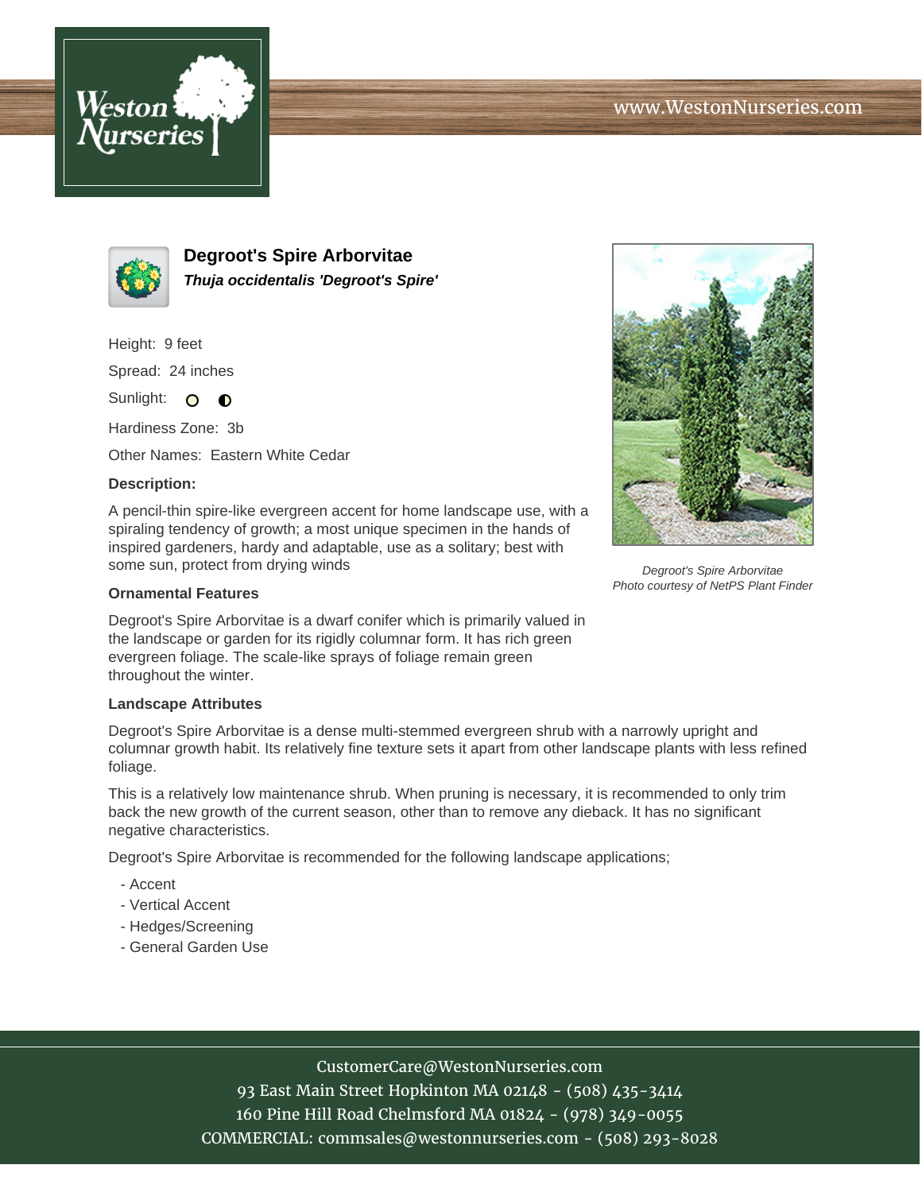# Degroot's Spire Arborvitae

***Thuja occidentalis 'Degroot's Spire'***

Height: 9 feet

Spread: 24 inches

Sunlight:

Hardiness Zone: 3b

Other Names: Eastern White Cedar

**Description:**

A pencil-thin spire-like evergreen accent for home landscape use, with a spiraling tendency of growth; a most unique specimen in the hands of inspired gardeners, hardy and adaptable, use as a solitary; best with some sun, protect from drying winds

*Degroot's Spire Arborvitae*
*Photo courtesy of NetPS Plant Finder*

**Ornamental Features**

Degroot's Spire Arborvitae is a dwarf conifer which is primarily valued in the landscape or garden for its rigidly columnar form. It has rich green evergreen foliage. The scale-like sprays of foliage remain green throughout the winter.

**Landscape Attributes**

Degroot's Spire Arborvitae is a dense multi-stemmed evergreen shrub with a narrowly upright and columnar growth habit. Its relatively fine texture sets it apart from other landscape plants with less refined foliage.

This is a relatively low maintenance shrub. When pruning is necessary, it is recommended to only trim back the new growth of the current season, other than to remove any dieback. It has no significant negative characteristics.

Degroot's Spire Arborvitae is recommended for the following landscape applications;

- Accent
- Vertical Accent
- Hedges/Screening
- General Garden Use

CustomerCare@WestonNurseries.com
93 East Main Street Hopkinton MA 02148 - (508) 435-3414
160 Pine Hill Road Chelmsford MA 01824 - (978) 349-0055
COMMERCIAL: commsales@westonnurseries.com - (508) 293-8028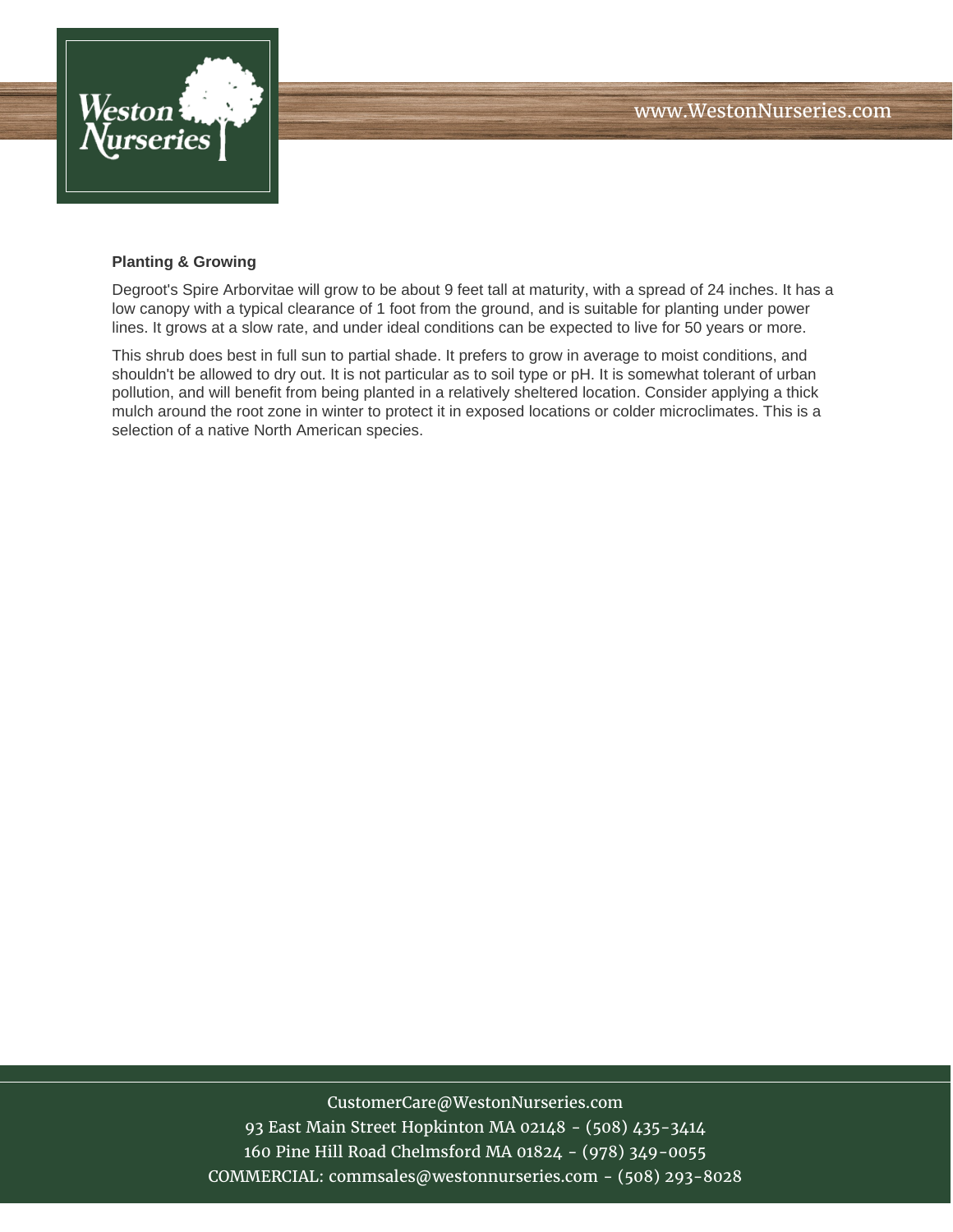**Planting & Growing**

Degroot's Spire Arborvitae will grow to be about 9 feet tall at maturity, with a spread of 24 inches. It has a low canopy with a typical clearance of 1 foot from the ground, and is suitable for planting under power lines. It grows at a slow rate, and under ideal conditions can be expected to live for 50 years or more.

This shrub does best in full sun to partial shade. It prefers to grow in average to moist conditions, and shouldn't be allowed to dry out. It is not particular as to soil type or pH. It is somewhat tolerant of urban pollution, and will benefit from being planted in a relatively sheltered location. Consider applying a thick mulch around the root zone in winter to protect it in exposed locations or colder microclimates. This is a selection of a native North American species.